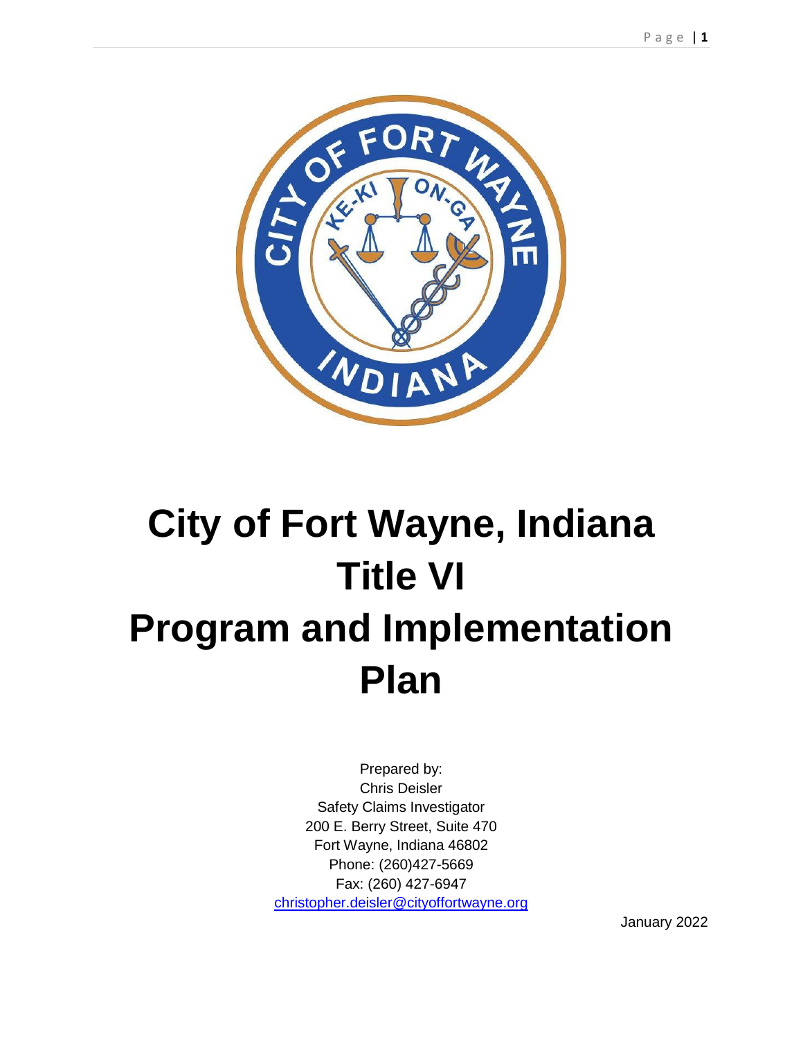# City of Fort Wayne, Indiana Title VI Program and Implementation Plan

Prepared by:
Chris Deisler
Safety Claims Investigator
200 E. Berry Street, Suite 470
Fort Wayne, Indiana 46802
Phone: (260)427-5669
Fax: (260) 427-6947
christopher.deisler@cityoffortwayne.org

January 2022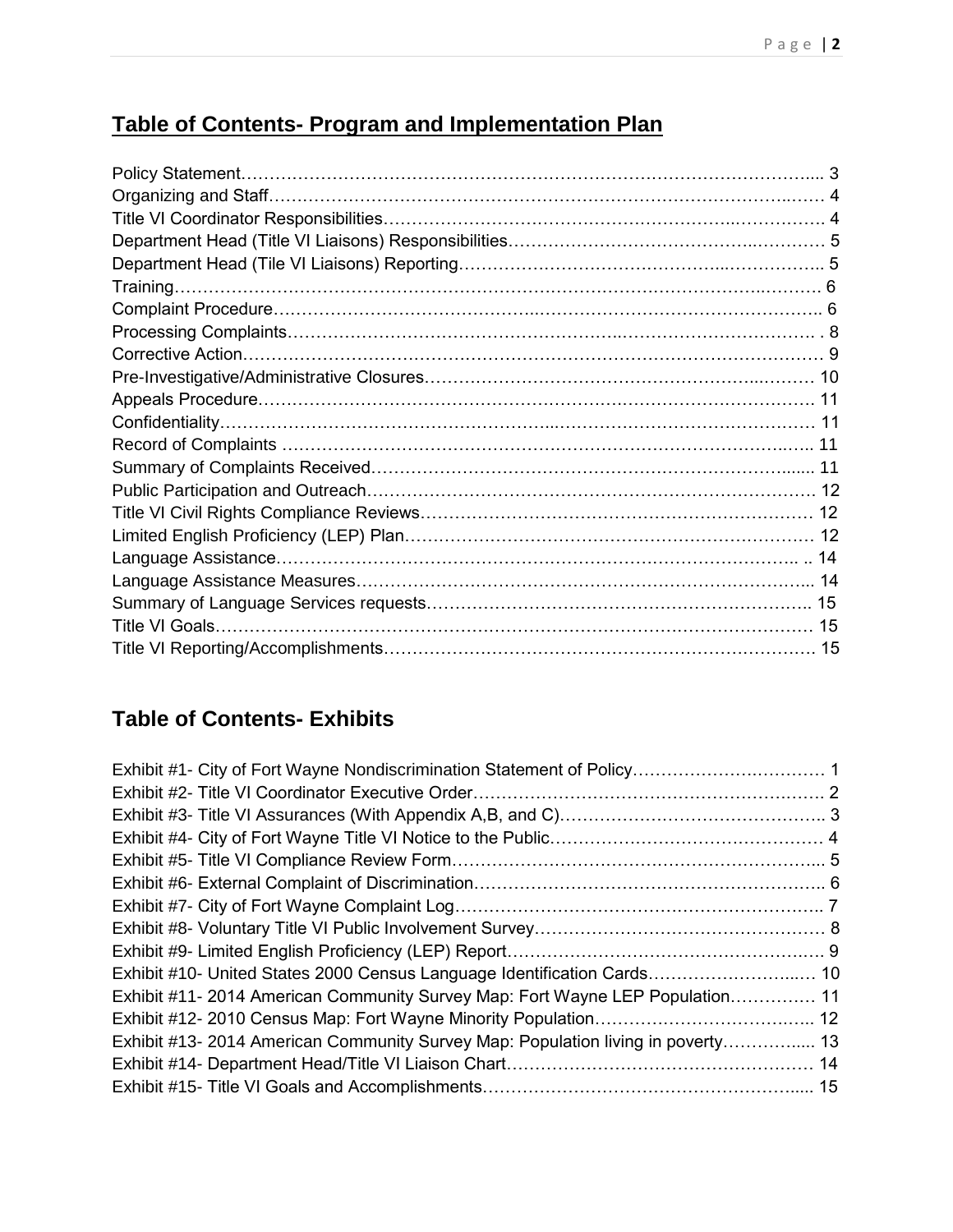## Table of Contents- Program and Implementation Plan

Policy Statement………………………………………………………………………………….... 3
Organizing and Staff…………………………………………………………………………….…… 4
Title VI Coordinator Responsibilities………………………………………………….……………. 4
Department Head (Title VI Liaisons) Responsibilities…………………………………….………… 5
Department Head (Tile VI Liaisons) Reporting……………………………………...……………... 5
Training……………………………………………………………………………………….………. 6
Complaint Procedure……………………………………..…………………………………………... 6
Processing Complaints…………………………………………..…………………………………. . 8
Corrective Action……………………………………………………………………………………… 9
Pre-Investigative/Administrative Closures………………………………………………..……… 10
Appeals Procedure………………………………………………………………………………… 11
Confidentiality…………………………………………...…………………………………………… 11
Record of Complaints ……………………………………………………………………………….. 11
Summary of Complaints Received…………………………………………………………….…..... 11
Public Participation and Outreach……………………………………………………………………. 12
Title VI Civil Rights Compliance Reviews…………………………………………………………… 12
Limited English Proficiency (LEP) Plan……………………………………………………………… 12
Language Assistance…………………………………………………………………………….. .. 14
Language Assistance Measures……………………………………………………………………... 14
Summary of Language Services requests…………………………………………………………... 15
Title VI Goals…………………………………………………………………………………………… 15
Title VI Reporting/Accomplishments……………………………………………………………………. 15

## Table of Contents- Exhibits

Exhibit #1- City of Fort Wayne Nondiscrimination Statement of Policy……………………………… 1
Exhibit #2- Title VI Coordinator Executive Order……………………………………………………. 2
Exhibit #3- Title VI Assurances (With Appendix A,B, and C)……………………………………….. 3
Exhibit #4- City of Fort Wayne Title VI Notice to the Public………………………………………… 4
Exhibit #5- Title VI Compliance Review Form………………………………………………………... 5
Exhibit #6- External Complaint of Discrimination…………………………………………………….. 6
Exhibit #7- City of Fort Wayne Complaint Log………………………………………………………... 7
Exhibit #8- Voluntary Title VI Public Involvement Survey…………………………………………… 8
Exhibit #9- Limited English Proficiency (LEP) Report………………………………………………… 9
Exhibit #10- United States 2000 Census Language Identification Cards…………………...…. 10
Exhibit #11- 2014 American Community Survey Map: Fort Wayne LEP Population…………… 11
Exhibit #12- 2010 Census Map: Fort Wayne Minority Population……………………………….. 12
Exhibit #13- 2014 American Community Survey Map: Population living in poverty………….... 13
Exhibit #14- Department Head/Title VI Liaison Chart……………………………………………… 14
Exhibit #15- Title VI Goals and Accomplishments…………………………………………….…... 15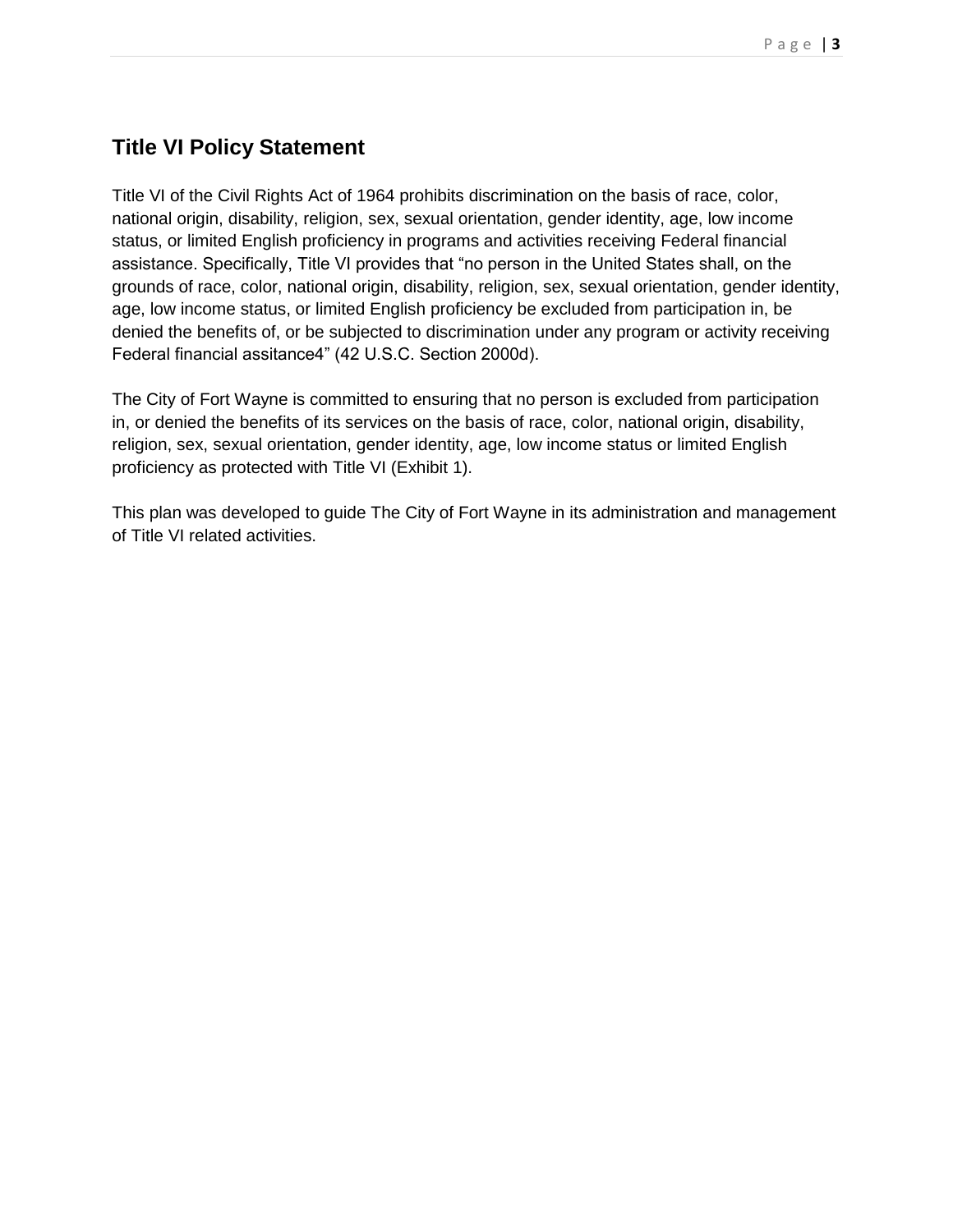## Title VI Policy Statement

Title VI of the Civil Rights Act of 1964 prohibits discrimination on the basis of race, color, national origin, disability, religion, sex, sexual orientation, gender identity, age, low income status, or limited English proficiency in programs and activities receiving Federal financial assistance. Specifically, Title VI provides that "no person in the United States shall, on the grounds of race, color, national origin, disability, religion, sex, sexual orientation, gender identity, age, low income status, or limited English proficiency be excluded from participation in, be denied the benefits of, or be subjected to discrimination under any program or activity receiving Federal financial assitance4" (42 U.S.C. Section 2000d).

The City of Fort Wayne is committed to ensuring that no person is excluded from participation in, or denied the benefits of its services on the basis of race, color, national origin, disability, religion, sex, sexual orientation, gender identity, age, low income status or limited English proficiency as protected with Title VI (Exhibit 1).

This plan was developed to guide The City of Fort Wayne in its administration and management of Title VI related activities.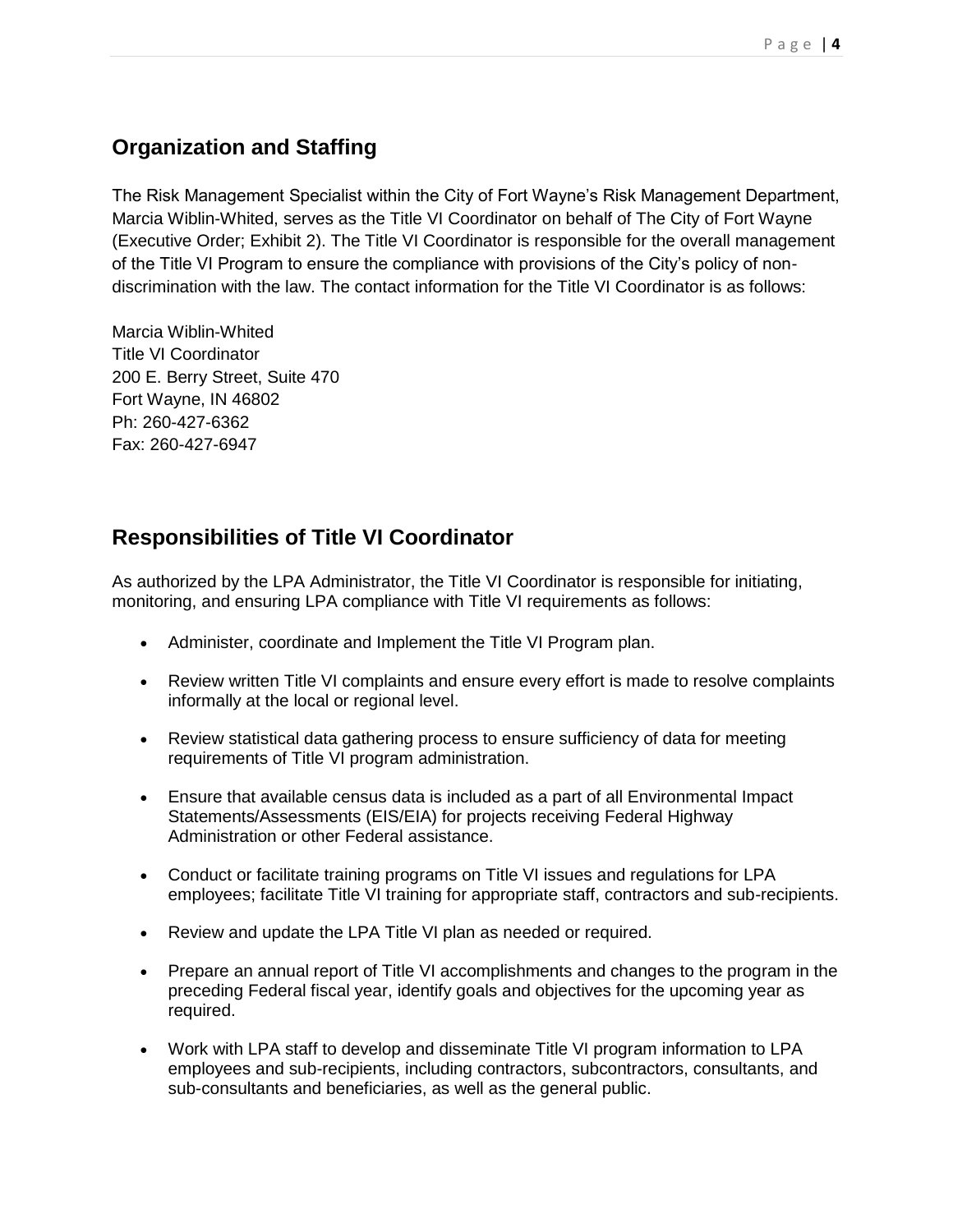## Organization and Staffing

The Risk Management Specialist within the City of Fort Wayne's Risk Management Department, Marcia Wiblin-Whited, serves as the Title VI Coordinator on behalf of The City of Fort Wayne (Executive Order; Exhibit 2). The Title VI Coordinator is responsible for the overall management of the Title VI Program to ensure the compliance with provisions of the City's policy of non-discrimination with the law. The contact information for the Title VI Coordinator is as follows:

Marcia Wiblin-Whited
Title VI Coordinator
200 E. Berry Street, Suite 470
Fort Wayne, IN 46802
Ph: 260-427-6362
Fax: 260-427-6947

## Responsibilities of Title VI Coordinator

As authorized by the LPA Administrator, the Title VI Coordinator is responsible for initiating, monitoring, and ensuring LPA compliance with Title VI requirements as follows:

- Administer, coordinate and Implement the Title VI Program plan.
- Review written Title VI complaints and ensure every effort is made to resolve complaints informally at the local or regional level.
- Review statistical data gathering process to ensure sufficiency of data for meeting requirements of Title VI program administration.
- Ensure that available census data is included as a part of all Environmental Impact Statements/Assessments (EIS/EIA) for projects receiving Federal Highway Administration or other Federal assistance.
- Conduct or facilitate training programs on Title VI issues and regulations for LPA employees; facilitate Title VI training for appropriate staff, contractors and sub-recipients.
- Review and update the LPA Title VI plan as needed or required.
- Prepare an annual report of Title VI accomplishments and changes to the program in the preceding Federal fiscal year, identify goals and objectives for the upcoming year as required.
- Work with LPA staff to develop and disseminate Title VI program information to LPA employees and sub-recipients, including contractors, subcontractors, consultants, and sub-consultants and beneficiaries, as well as the general public.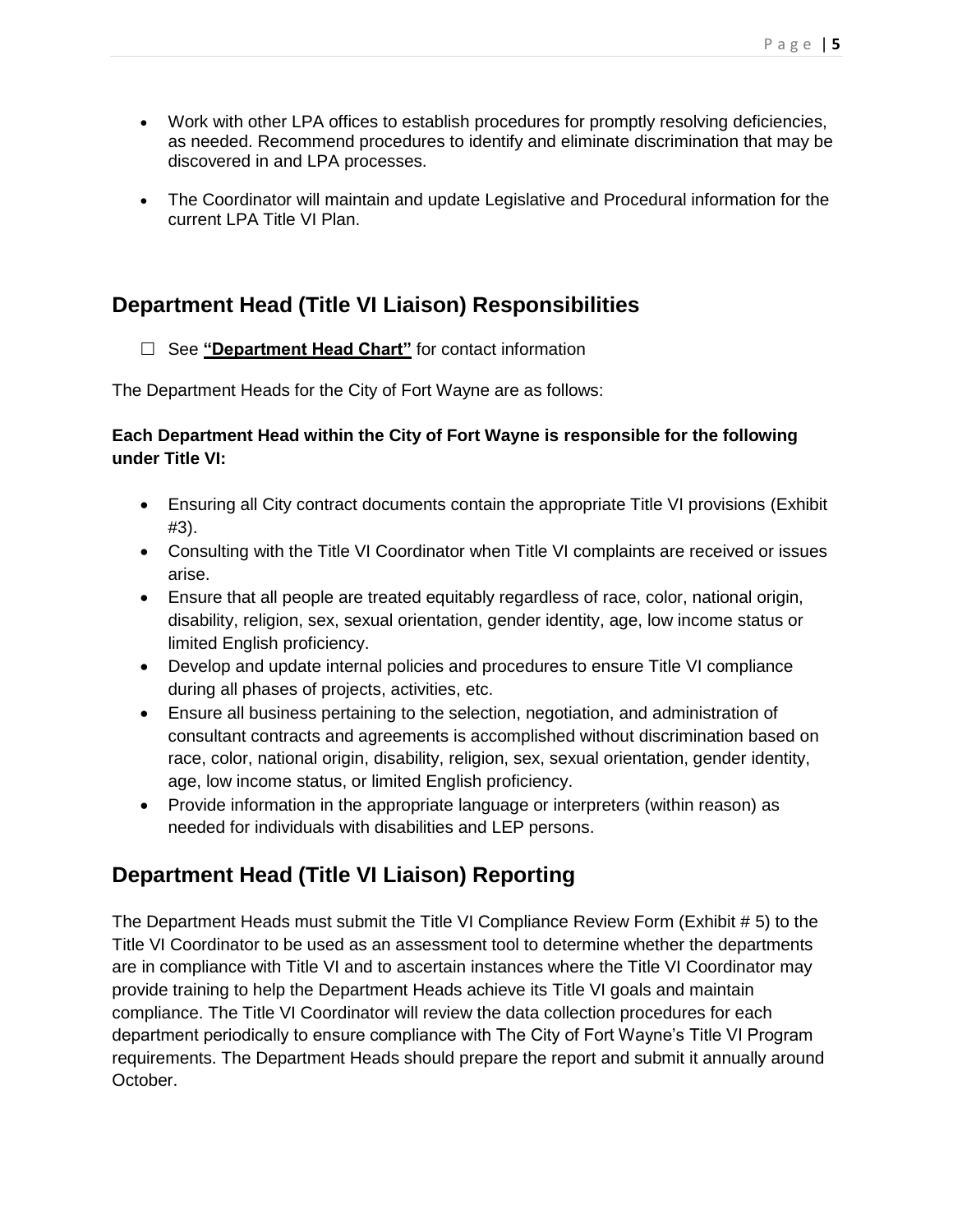- Work with other LPA offices to establish procedures for promptly resolving deficiencies, as needed. Recommend procedures to identify and eliminate discrimination that may be discovered in and LPA processes.

- The Coordinator will maintain and update Legislative and Procedural information for the current LPA Title VI Plan.

## Department Head (Title VI Liaison) Responsibilities

☐ See **"Department Head Chart"** for contact information

The Department Heads for the City of Fort Wayne are as follows:

**Each Department Head within the City of Fort Wayne is responsible for the following under Title VI:**

- Ensuring all City contract documents contain the appropriate Title VI provisions (Exhibit #3).
- Consulting with the Title VI Coordinator when Title VI complaints are received or issues arise.
- Ensure that all people are treated equitably regardless of race, color, national origin, disability, religion, sex, sexual orientation, gender identity, age, low income status or limited English proficiency.
- Develop and update internal policies and procedures to ensure Title VI compliance during all phases of projects, activities, etc.
- Ensure all business pertaining to the selection, negotiation, and administration of consultant contracts and agreements is accomplished without discrimination based on race, color, national origin, disability, religion, sex, sexual orientation, gender identity, age, low income status, or limited English proficiency.
- Provide information in the appropriate language or interpreters (within reason) as needed for individuals with disabilities and LEP persons.

## Department Head (Title VI Liaison) Reporting

The Department Heads must submit the Title VI Compliance Review Form (Exhibit # 5) to the Title VI Coordinator to be used as an assessment tool to determine whether the departments are in compliance with Title VI and to ascertain instances where the Title VI Coordinator may provide training to help the Department Heads achieve its Title VI goals and maintain compliance. The Title VI Coordinator will review the data collection procedures for each department periodically to ensure compliance with The City of Fort Wayne's Title VI Program requirements. The Department Heads should prepare the report and submit it annually around October.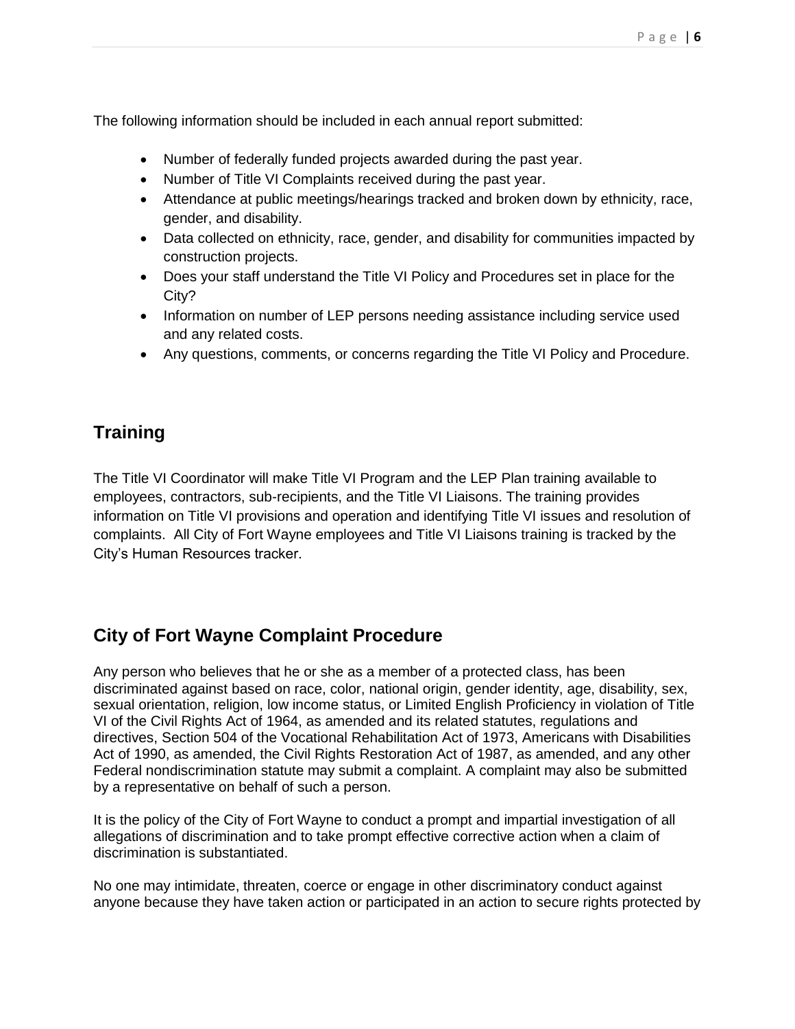The following information should be included in each annual report submitted:

- Number of federally funded projects awarded during the past year.
- Number of Title VI Complaints received during the past year.
- Attendance at public meetings/hearings tracked and broken down by ethnicity, race, gender, and disability.
- Data collected on ethnicity, race, gender, and disability for communities impacted by construction projects.
- Does your staff understand the Title VI Policy and Procedures set in place for the City?
- Information on number of LEP persons needing assistance including service used and any related costs.
- Any questions, comments, or concerns regarding the Title VI Policy and Procedure.

## Training

The Title VI Coordinator will make Title VI Program and the LEP Plan training available to employees, contractors, sub-recipients, and the Title VI Liaisons. The training provides information on Title VI provisions and operation and identifying Title VI issues and resolution of complaints. All City of Fort Wayne employees and Title VI Liaisons training is tracked by the City's Human Resources tracker.

## City of Fort Wayne Complaint Procedure

Any person who believes that he or she as a member of a protected class, has been discriminated against based on race, color, national origin, gender identity, age, disability, sex, sexual orientation, religion, low income status, or Limited English Proficiency in violation of Title VI of the Civil Rights Act of 1964, as amended and its related statutes, regulations and directives, Section 504 of the Vocational Rehabilitation Act of 1973, Americans with Disabilities Act of 1990, as amended, the Civil Rights Restoration Act of 1987, as amended, and any other Federal nondiscrimination statute may submit a complaint. A complaint may also be submitted by a representative on behalf of such a person.

It is the policy of the City of Fort Wayne to conduct a prompt and impartial investigation of all allegations of discrimination and to take prompt effective corrective action when a claim of discrimination is substantiated.

No one may intimidate, threaten, coerce or engage in other discriminatory conduct against anyone because they have taken action or participated in an action to secure rights protected by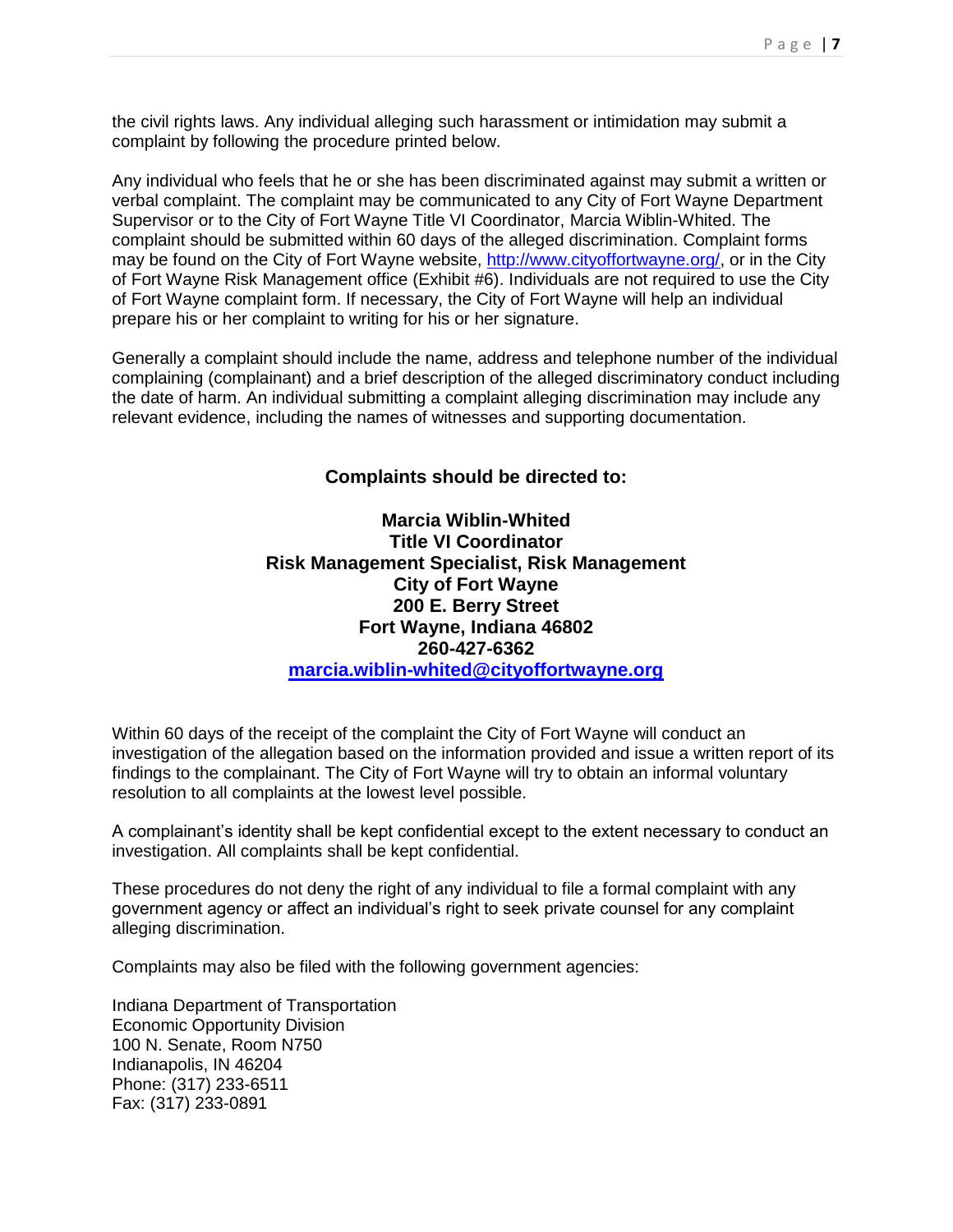the civil rights laws. Any individual alleging such harassment or intimidation may submit a complaint by following the procedure printed below.

Any individual who feels that he or she has been discriminated against may submit a written or verbal complaint. The complaint may be communicated to any City of Fort Wayne Department Supervisor or to the City of Fort Wayne Title VI Coordinator, Marcia Wiblin-Whited. The complaint should be submitted within 60 days of the alleged discrimination. Complaint forms may be found on the City of Fort Wayne website, [http://www.cityoffortwayne.org/](http://www.cityoffortwayne.org/), or in the City of Fort Wayne Risk Management office (Exhibit #6). Individuals are not required to use the City of Fort Wayne complaint form. If necessary, the City of Fort Wayne will help an individual prepare his or her complaint to writing for his or her signature.

Generally a complaint should include the name, address and telephone number of the individual complaining (complainant) and a brief description of the alleged discriminatory conduct including the date of harm. An individual submitting a complaint alleging discrimination may include any relevant evidence, including the names of witnesses and supporting documentation.

**Complaints should be directed to:**

**Marcia Wiblin-Whited**
**Title VI Coordinator**
**Risk Management Specialist, Risk Management**
**City of Fort Wayne**
**200 E. Berry Street**
**Fort Wayne, Indiana 46802**
**260-427-6362**
**[marcia.wiblin-whited@cityoffortwayne.org](mailto:marcia.wiblin-whited@cityoffortwayne.org)**

Within 60 days of the receipt of the complaint the City of Fort Wayne will conduct an investigation of the allegation based on the information provided and issue a written report of its findings to the complainant. The City of Fort Wayne will try to obtain an informal voluntary resolution to all complaints at the lowest level possible.

A complainant's identity shall be kept confidential except to the extent necessary to conduct an investigation. All complaints shall be kept confidential.

These procedures do not deny the right of any individual to file a formal complaint with any government agency or affect an individual's right to seek private counsel for any complaint alleging discrimination.

Complaints may also be filed with the following government agencies:

Indiana Department of Transportation
Economic Opportunity Division
100 N. Senate, Room N750
Indianapolis, IN 46204
Phone: (317) 233-6511
Fax: (317) 233-0891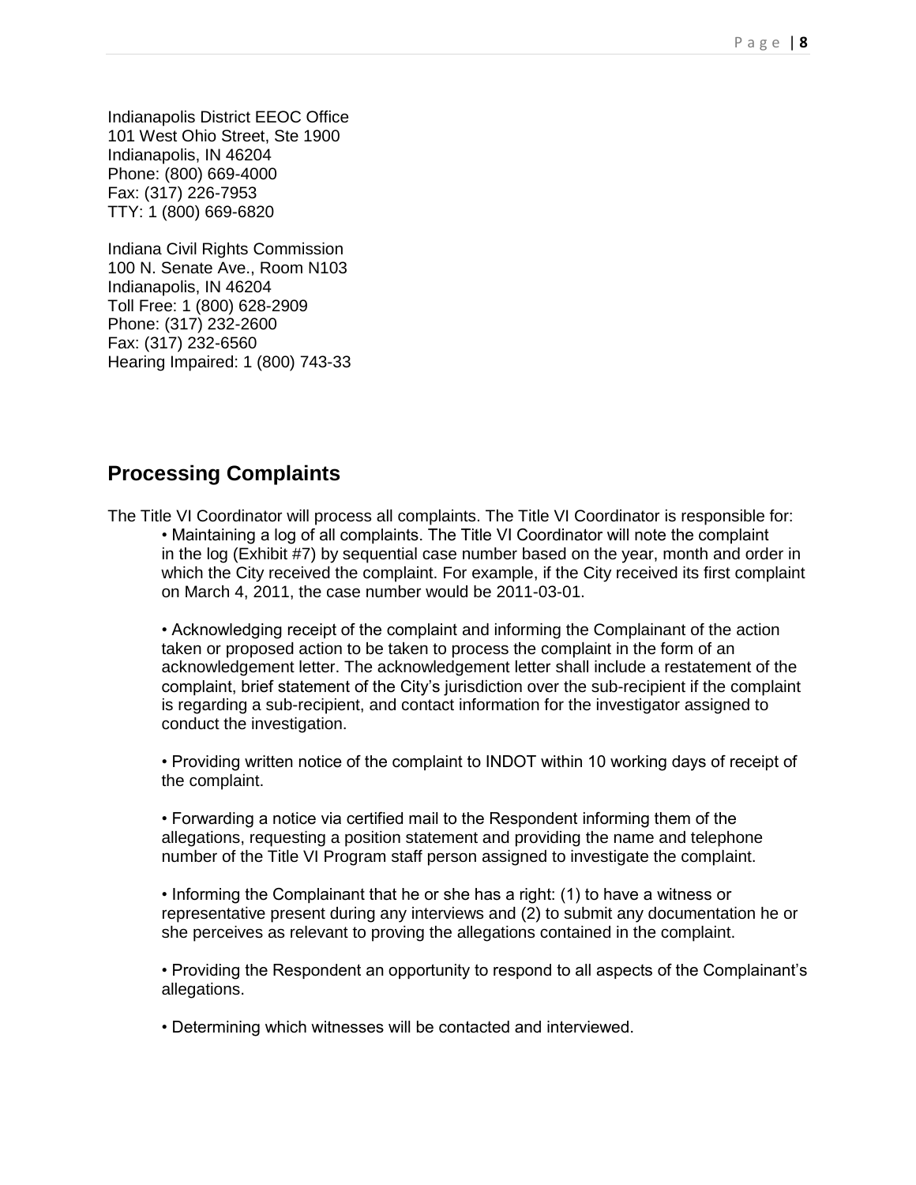Indianapolis District EEOC Office
101 West Ohio Street, Ste 1900
Indianapolis, IN 46204
Phone: (800) 669-4000
Fax: (317) 226-7953
TTY: 1 (800) 669-6820

Indiana Civil Rights Commission
100 N. Senate Ave., Room N103
Indianapolis, IN 46204
Toll Free: 1 (800) 628-2909
Phone: (317) 232-2600
Fax: (317) 232-6560
Hearing Impaired: 1 (800) 743-33

## Processing Complaints

The Title VI Coordinator will process all complaints. The Title VI Coordinator is responsible for:

- Maintaining a log of all complaints. The Title VI Coordinator will note the complaint in the log (Exhibit #7) by sequential case number based on the year, month and order in which the City received the complaint. For example, if the City received its first complaint on March 4, 2011, the case number would be 2011-03-01.

- Acknowledging receipt of the complaint and informing the Complainant of the action taken or proposed action to be taken to process the complaint in the form of an acknowledgement letter. The acknowledgement letter shall include a restatement of the complaint, brief statement of the City's jurisdiction over the sub-recipient if the complaint is regarding a sub-recipient, and contact information for the investigator assigned to conduct the investigation.

- Providing written notice of the complaint to INDOT within 10 working days of receipt of the complaint.

- Forwarding a notice via certified mail to the Respondent informing them of the allegations, requesting a position statement and providing the name and telephone number of the Title VI Program staff person assigned to investigate the complaint.

- Informing the Complainant that he or she has a right: (1) to have a witness or representative present during any interviews and (2) to submit any documentation he or she perceives as relevant to proving the allegations contained in the complaint.

- Providing the Respondent an opportunity to respond to all aspects of the Complainant's allegations.

- Determining which witnesses will be contacted and interviewed.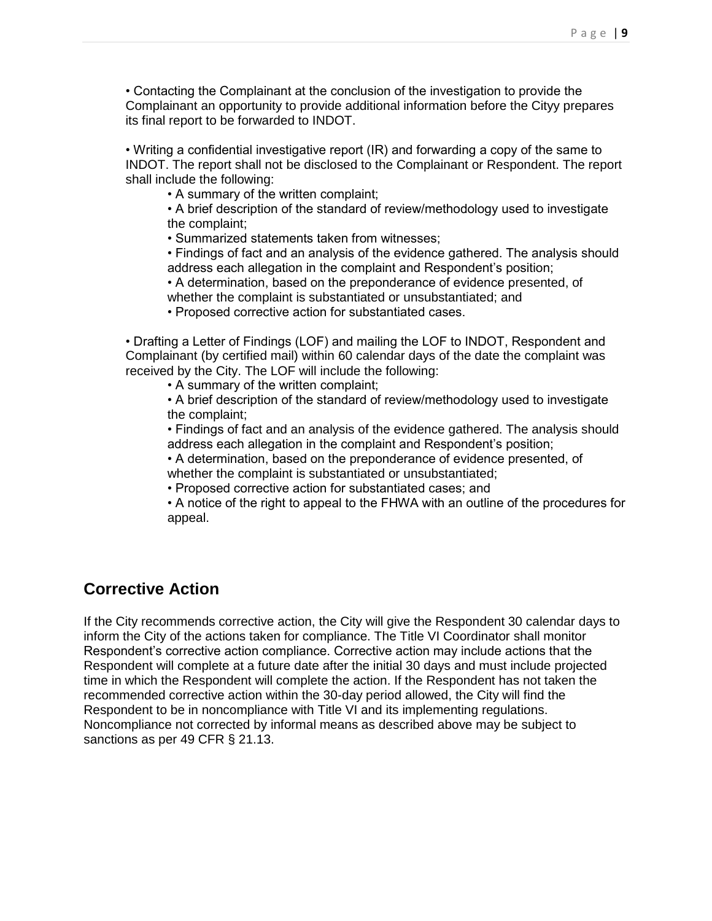- Contacting the Complainant at the conclusion of the investigation to provide the Complainant an opportunity to provide additional information before the Cityy prepares its final report to be forwarded to INDOT.

- Writing a confidential investigative report (IR) and forwarding a copy of the same to INDOT. The report shall not be disclosed to the Complainant or Respondent. The report shall include the following:
    - A summary of the written complaint;
    - A brief description of the standard of review/methodology used to investigate the complaint;
    - Summarized statements taken from witnesses;
    - Findings of fact and an analysis of the evidence gathered. The analysis should address each allegation in the complaint and Respondent's position;
    - A determination, based on the preponderance of evidence presented, of whether the complaint is substantiated or unsubstantiated; and
    - Proposed corrective action for substantiated cases.

- Drafting a Letter of Findings (LOF) and mailing the LOF to INDOT, Respondent and Complainant (by certified mail) within 60 calendar days of the date the complaint was received by the City. The LOF will include the following:
    - A summary of the written complaint;
    - A brief description of the standard of review/methodology used to investigate the complaint;
    - Findings of fact and an analysis of the evidence gathered. The analysis should address each allegation in the complaint and Respondent's position;
    - A determination, based on the preponderance of evidence presented, of whether the complaint is substantiated or unsubstantiated;
    - Proposed corrective action for substantiated cases; and
    - A notice of the right to appeal to the FHWA with an outline of the procedures for appeal.

## Corrective Action

If the City recommends corrective action, the City will give the Respondent 30 calendar days to inform the City of the actions taken for compliance. The Title VI Coordinator shall monitor Respondent's corrective action compliance. Corrective action may include actions that the Respondent will complete at a future date after the initial 30 days and must include projected time in which the Respondent will complete the action. If the Respondent has not taken the recommended corrective action within the 30-day period allowed, the City will find the Respondent to be in noncompliance with Title VI and its implementing regulations. Noncompliance not corrected by informal means as described above may be subject to sanctions as per 49 CFR § 21.13.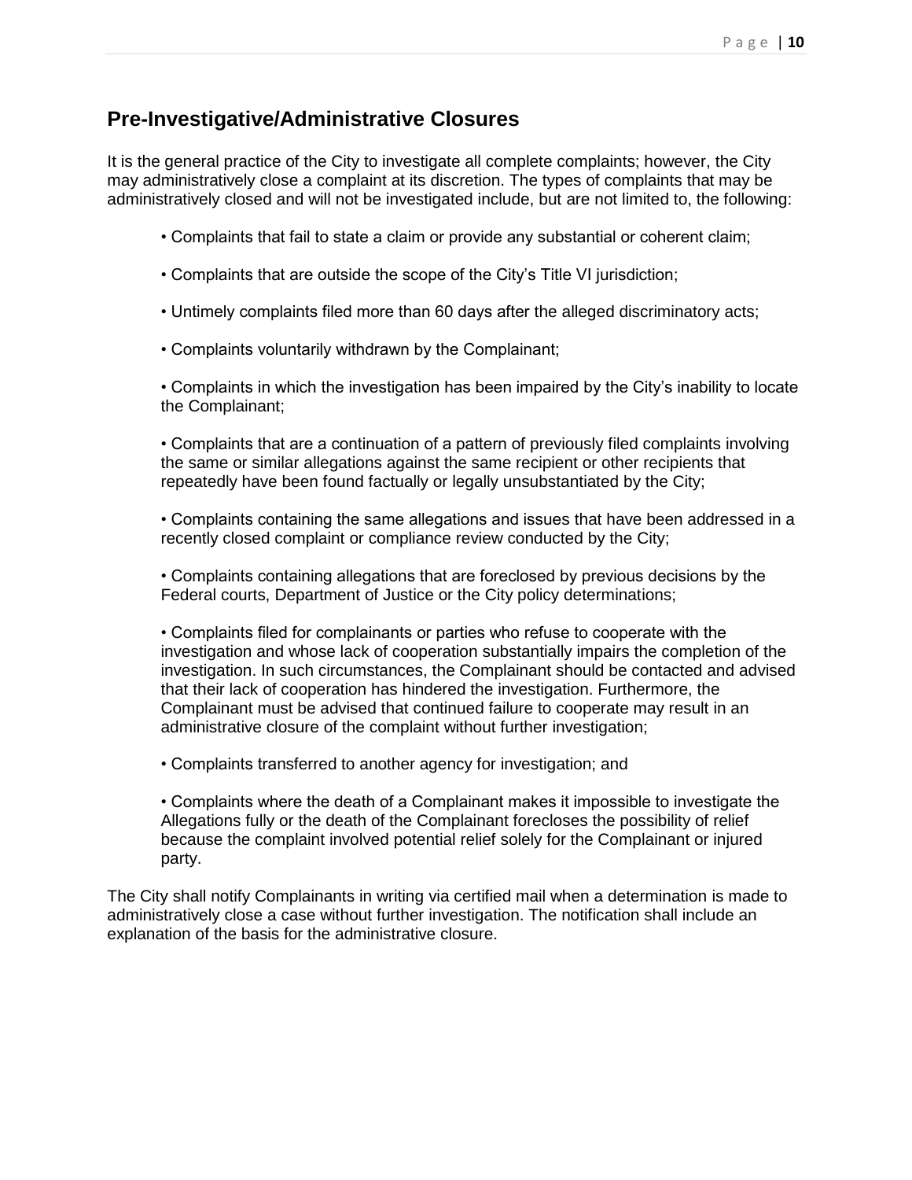## Pre-Investigative/Administrative Closures

It is the general practice of the City to investigate all complete complaints; however, the City may administratively close a complaint at its discretion. The types of complaints that may be administratively closed and will not be investigated include, but are not limited to, the following:

- Complaints that fail to state a claim or provide any substantial or coherent claim;
- Complaints that are outside the scope of the City's Title VI jurisdiction;
- Untimely complaints filed more than 60 days after the alleged discriminatory acts;
- Complaints voluntarily withdrawn by the Complainant;
- Complaints in which the investigation has been impaired by the City's inability to locate the Complainant;
- Complaints that are a continuation of a pattern of previously filed complaints involving the same or similar allegations against the same recipient or other recipients that repeatedly have been found factually or legally unsubstantiated by the City;
- Complaints containing the same allegations and issues that have been addressed in a recently closed complaint or compliance review conducted by the City;
- Complaints containing allegations that are foreclosed by previous decisions by the Federal courts, Department of Justice or the City policy determinations;
- Complaints filed for complainants or parties who refuse to cooperate with the investigation and whose lack of cooperation substantially impairs the completion of the investigation. In such circumstances, the Complainant should be contacted and advised that their lack of cooperation has hindered the investigation. Furthermore, the Complainant must be advised that continued failure to cooperate may result in an administrative closure of the complaint without further investigation;
- Complaints transferred to another agency for investigation; and
- Complaints where the death of a Complainant makes it impossible to investigate the Allegations fully or the death of the Complainant forecloses the possibility of relief because the complaint involved potential relief solely for the Complainant or injured party.

The City shall notify Complainants in writing via certified mail when a determination is made to administratively close a case without further investigation. The notification shall include an explanation of the basis for the administrative closure.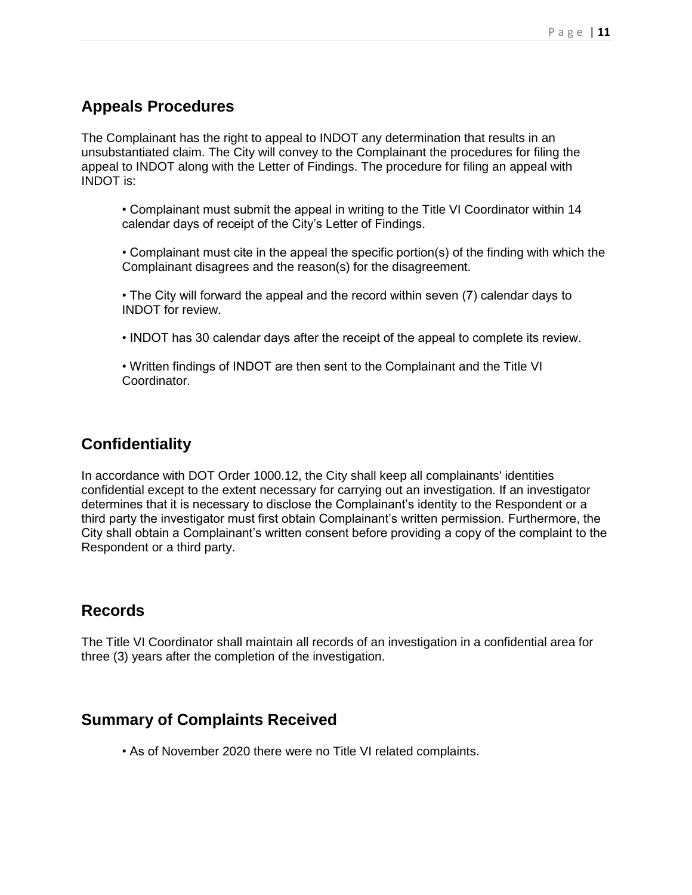## Appeals Procedures

The Complainant has the right to appeal to INDOT any determination that results in an unsubstantiated claim. The City will convey to the Complainant the procedures for filing the appeal to INDOT along with the Letter of Findings. The procedure for filing an appeal with INDOT is:

- Complainant must submit the appeal in writing to the Title VI Coordinator within 14 calendar days of receipt of the City's Letter of Findings.

- Complainant must cite in the appeal the specific portion(s) of the finding with which the Complainant disagrees and the reason(s) for the disagreement.

- The City will forward the appeal and the record within seven (7) calendar days to INDOT for review.

- INDOT has 30 calendar days after the receipt of the appeal to complete its review.

- Written findings of INDOT are then sent to the Complainant and the Title VI Coordinator.

## Confidentiality

In accordance with DOT Order 1000.12, the City shall keep all complainants' identities confidential except to the extent necessary for carrying out an investigation. If an investigator determines that it is necessary to disclose the Complainant's identity to the Respondent or a third party the investigator must first obtain Complainant's written permission. Furthermore, the City shall obtain a Complainant's written consent before providing a copy of the complaint to the Respondent or a third party.

## Records

The Title VI Coordinator shall maintain all records of an investigation in a confidential area for three (3) years after the completion of the investigation.

## Summary of Complaints Received

- As of November 2020 there were no Title VI related complaints.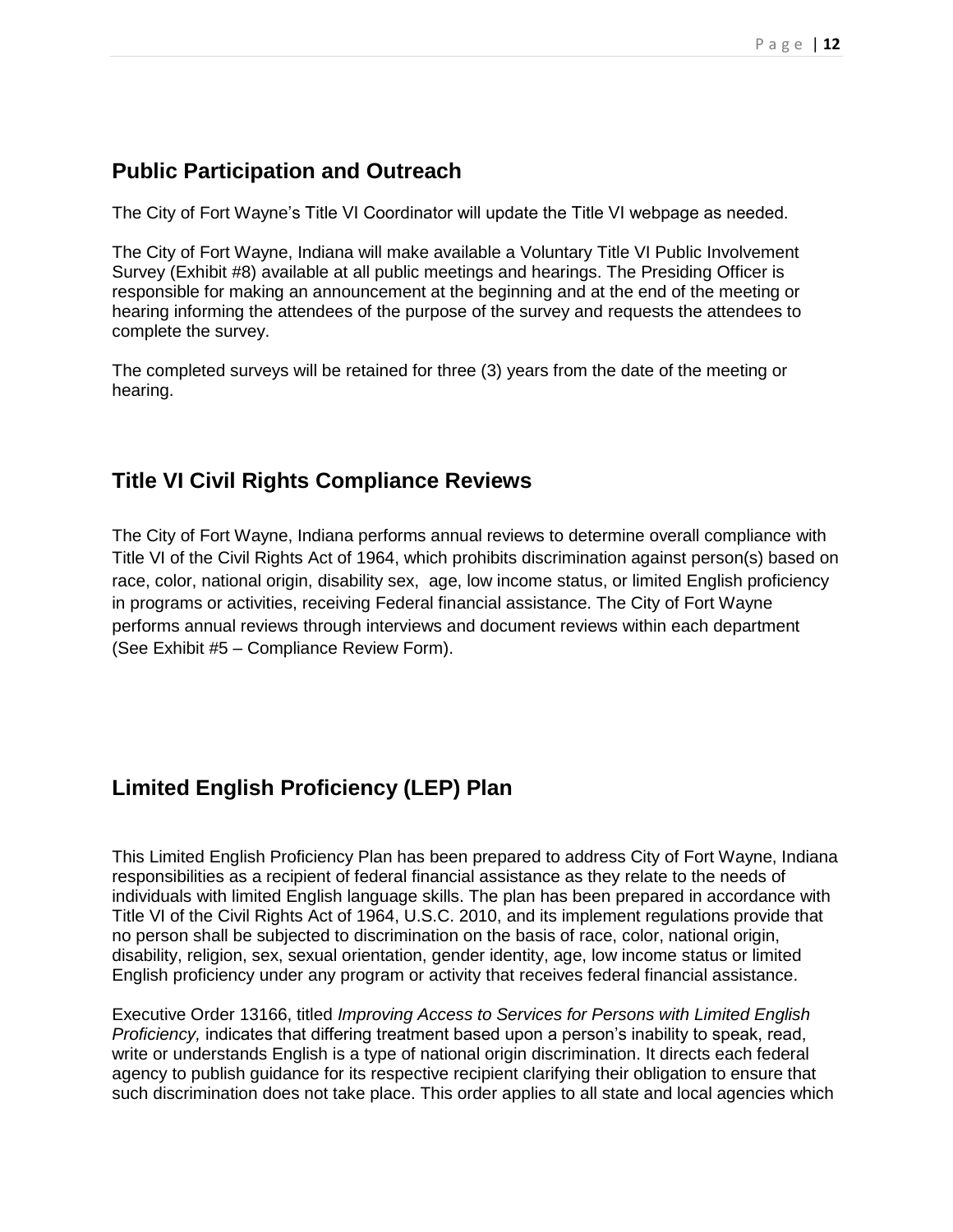## Public Participation and Outreach

The City of Fort Wayne's Title VI Coordinator will update the Title VI webpage as needed.

The City of Fort Wayne, Indiana will make available a Voluntary Title VI Public Involvement Survey (Exhibit #8) available at all public meetings and hearings. The Presiding Officer is responsible for making an announcement at the beginning and at the end of the meeting or hearing informing the attendees of the purpose of the survey and requests the attendees to complete the survey.

The completed surveys will be retained for three (3) years from the date of the meeting or hearing.

## Title VI Civil Rights Compliance Reviews

The City of Fort Wayne, Indiana performs annual reviews to determine overall compliance with Title VI of the Civil Rights Act of 1964, which prohibits discrimination against person(s) based on race, color, national origin, disability sex, age, low income status, or limited English proficiency in programs or activities, receiving Federal financial assistance. The City of Fort Wayne performs annual reviews through interviews and document reviews within each department (See Exhibit #5 – Compliance Review Form).

## Limited English Proficiency (LEP) Plan

This Limited English Proficiency Plan has been prepared to address City of Fort Wayne, Indiana responsibilities as a recipient of federal financial assistance as they relate to the needs of individuals with limited English language skills. The plan has been prepared in accordance with Title VI of the Civil Rights Act of 1964, U.S.C. 2010, and its implement regulations provide that no person shall be subjected to discrimination on the basis of race, color, national origin, disability, religion, sex, sexual orientation, gender identity, age, low income status or limited English proficiency under any program or activity that receives federal financial assistance.

Executive Order 13166, titled *Improving Access to Services for Persons with Limited English Proficiency,* indicates that differing treatment based upon a person's inability to speak, read, write or understands English is a type of national origin discrimination. It directs each federal agency to publish guidance for its respective recipient clarifying their obligation to ensure that such discrimination does not take place. This order applies to all state and local agencies which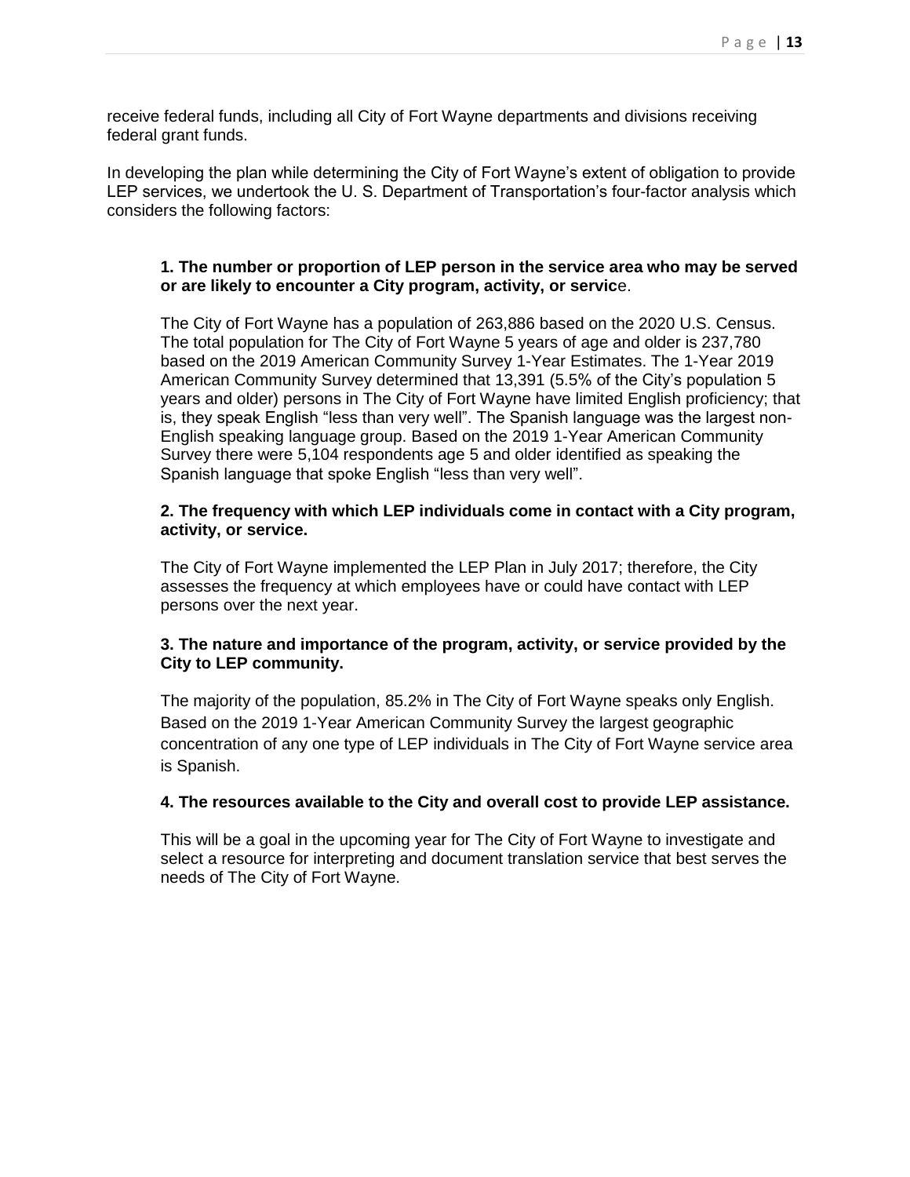receive federal funds, including all City of Fort Wayne departments and divisions receiving federal grant funds.

In developing the plan while determining the City of Fort Wayne's extent of obligation to provide LEP services, we undertook the U. S. Department of Transportation's four-factor analysis which considers the following factors:

**1. The number or proportion of LEP person in the service area who may be served or are likely to encounter a City program, activity, or servic**e.

The City of Fort Wayne has a population of 263,886 based on the 2020 U.S. Census. The total population for The City of Fort Wayne 5 years of age and older is 237,780 based on the 2019 American Community Survey 1-Year Estimates. The 1-Year 2019 American Community Survey determined that 13,391 (5.5% of the City's population 5 years and older) persons in The City of Fort Wayne have limited English proficiency; that is, they speak English "less than very well". The Spanish language was the largest non-English speaking language group. Based on the 2019 1-Year American Community Survey there were 5,104 respondents age 5 and older identified as speaking the Spanish language that spoke English "less than very well".

**2. The frequency with which LEP individuals come in contact with a City program, activity, or service.**

The City of Fort Wayne implemented the LEP Plan in July 2017; therefore, the City assesses the frequency at which employees have or could have contact with LEP persons over the next year.

**3. The nature and importance of the program, activity, or service provided by the City to LEP community.**

The majority of the population, 85.2% in The City of Fort Wayne speaks only English. Based on the 2019 1-Year American Community Survey the largest geographic concentration of any one type of LEP individuals in The City of Fort Wayne service area is Spanish.

**4. The resources available to the City and overall cost to provide LEP assistance.**

This will be a goal in the upcoming year for The City of Fort Wayne to investigate and select a resource for interpreting and document translation service that best serves the needs of The City of Fort Wayne.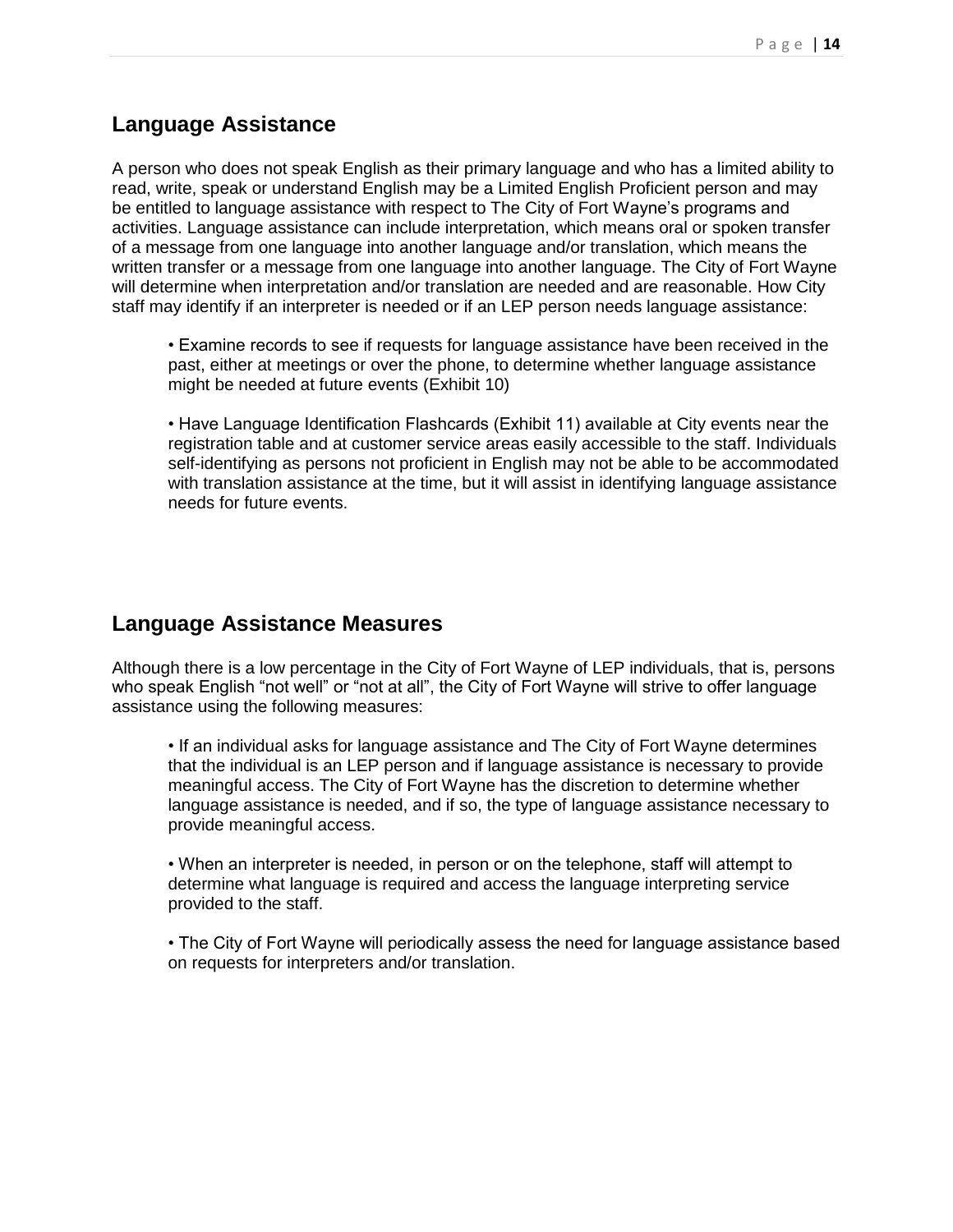## Language Assistance

A person who does not speak English as their primary language and who has a limited ability to read, write, speak or understand English may be a Limited English Proficient person and may be entitled to language assistance with respect to The City of Fort Wayne's programs and activities. Language assistance can include interpretation, which means oral or spoken transfer of a message from one language into another language and/or translation, which means the written transfer or a message from one language into another language. The City of Fort Wayne will determine when interpretation and/or translation are needed and are reasonable. How City staff may identify if an interpreter is needed or if an LEP person needs language assistance:

- Examine records to see if requests for language assistance have been received in the past, either at meetings or over the phone, to determine whether language assistance might be needed at future events (Exhibit 10)

- Have Language Identification Flashcards (Exhibit 11) available at City events near the registration table and at customer service areas easily accessible to the staff. Individuals self-identifying as persons not proficient in English may not be able to be accommodated with translation assistance at the time, but it will assist in identifying language assistance needs for future events.

## Language Assistance Measures

Although there is a low percentage in the City of Fort Wayne of LEP individuals, that is, persons who speak English "not well" or "not at all", the City of Fort Wayne will strive to offer language assistance using the following measures:

- If an individual asks for language assistance and The City of Fort Wayne determines that the individual is an LEP person and if language assistance is necessary to provide meaningful access. The City of Fort Wayne has the discretion to determine whether language assistance is needed, and if so, the type of language assistance necessary to provide meaningful access.

- When an interpreter is needed, in person or on the telephone, staff will attempt to determine what language is required and access the language interpreting service provided to the staff.

- The City of Fort Wayne will periodically assess the need for language assistance based on requests for interpreters and/or translation.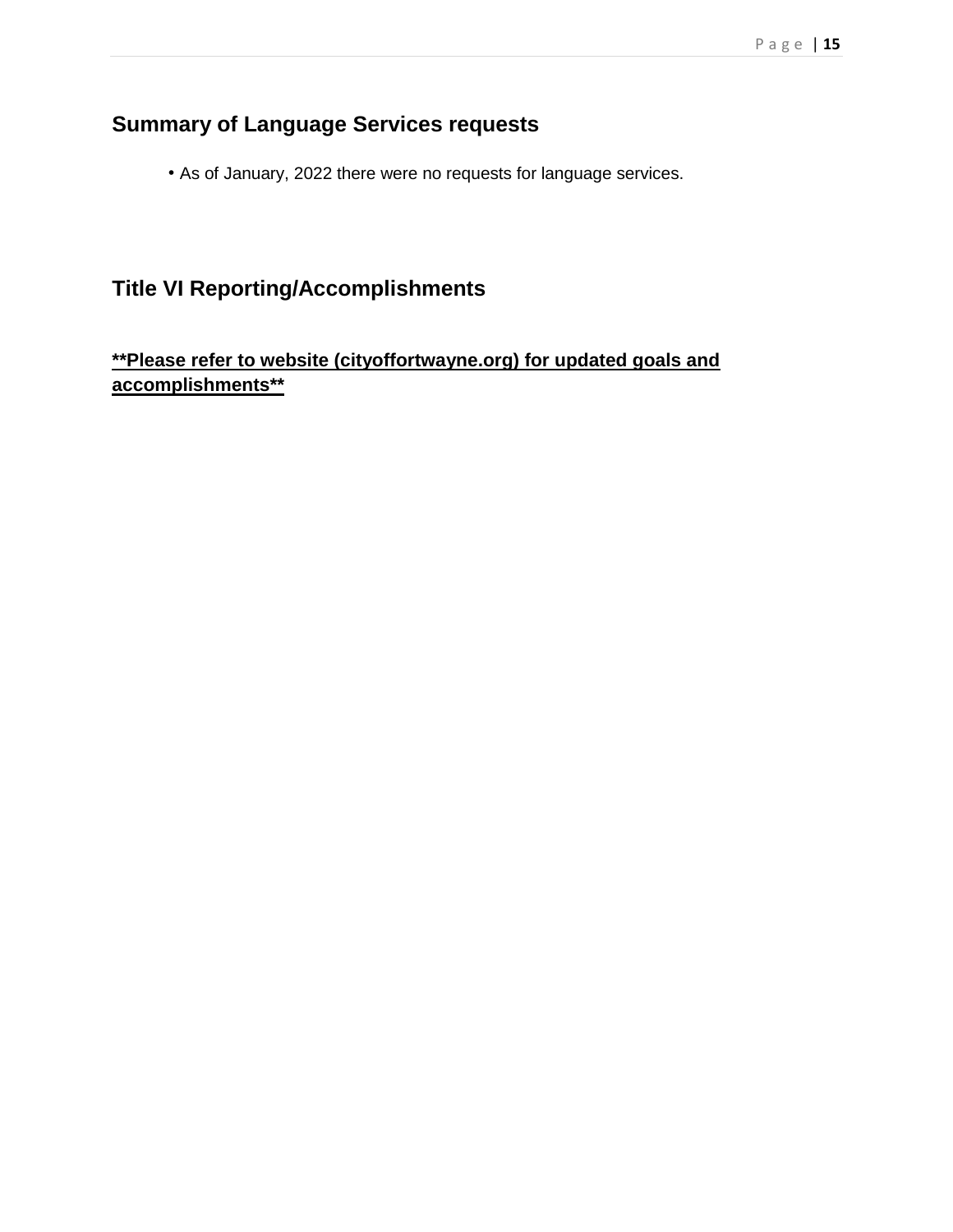## Summary of Language Services requests

- As of January, 2022 there were no requests for language services.

## Title VI Reporting/Accomplishments

**<u>**Please refer to website (cityoffortwayne.org) for updated goals and accomplishments**</u>**